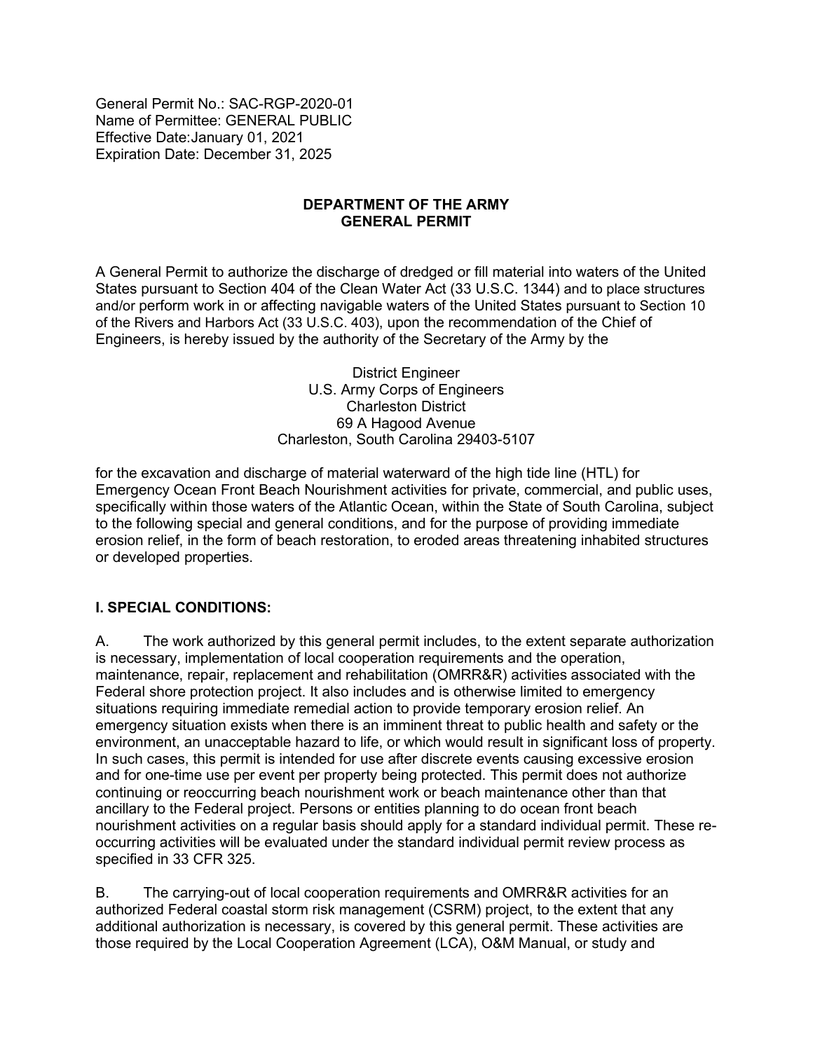General Permit No.: SAC-RGP-2020-01
Name of Permittee: GENERAL PUBLIC
Effective Date:January 01, 2021
Expiration Date: December 31, 2025

**DEPARTMENT OF THE ARMY**
**GENERAL PERMIT**

A General Permit to authorize the discharge of dredged or fill material into waters of the United States pursuant to Section 404 of the Clean Water Act (33 U.S.C. 1344) and to place structures and/or perform work in or affecting navigable waters of the United States pursuant to Section 10 of the Rivers and Harbors Act (33 U.S.C. 403), upon the recommendation of the Chief of Engineers, is hereby issued by the authority of the Secretary of the Army by the

District Engineer
U.S. Army Corps of Engineers
Charleston District
69 A Hagood Avenue
Charleston, South Carolina 29403-5107

for the excavation and discharge of material waterward of the high tide line (HTL) for Emergency Ocean Front Beach Nourishment activities for private, commercial, and public uses, specifically within those waters of the Atlantic Ocean, within the State of South Carolina, subject to the following special and general conditions, and for the purpose of providing immediate erosion relief, in the form of beach restoration, to eroded areas threatening inhabited structures or developed properties.

## I. SPECIAL CONDITIONS:

A. The work authorized by this general permit includes, to the extent separate authorization is necessary, implementation of local cooperation requirements and the operation, maintenance, repair, replacement and rehabilitation (OMRR&R) activities associated with the Federal shore protection project. It also includes and is otherwise limited to emergency situations requiring immediate remedial action to provide temporary erosion relief. An emergency situation exists when there is an imminent threat to public health and safety or the environment, an unacceptable hazard to life, or which would result in significant loss of property. In such cases, this permit is intended for use after discrete events causing excessive erosion and for one-time use per event per property being protected. This permit does not authorize continuing or reoccurring beach nourishment work or beach maintenance other than that ancillary to the Federal project. Persons or entities planning to do ocean front beach nourishment activities on a regular basis should apply for a standard individual permit. These re-occurring activities will be evaluated under the standard individual permit review process as specified in 33 CFR 325.

B. The carrying-out of local cooperation requirements and OMRR&R activities for an authorized Federal coastal storm risk management (CSRM) project, to the extent that any additional authorization is necessary, is covered by this general permit. These activities are those required by the Local Cooperation Agreement (LCA), O&M Manual, or study and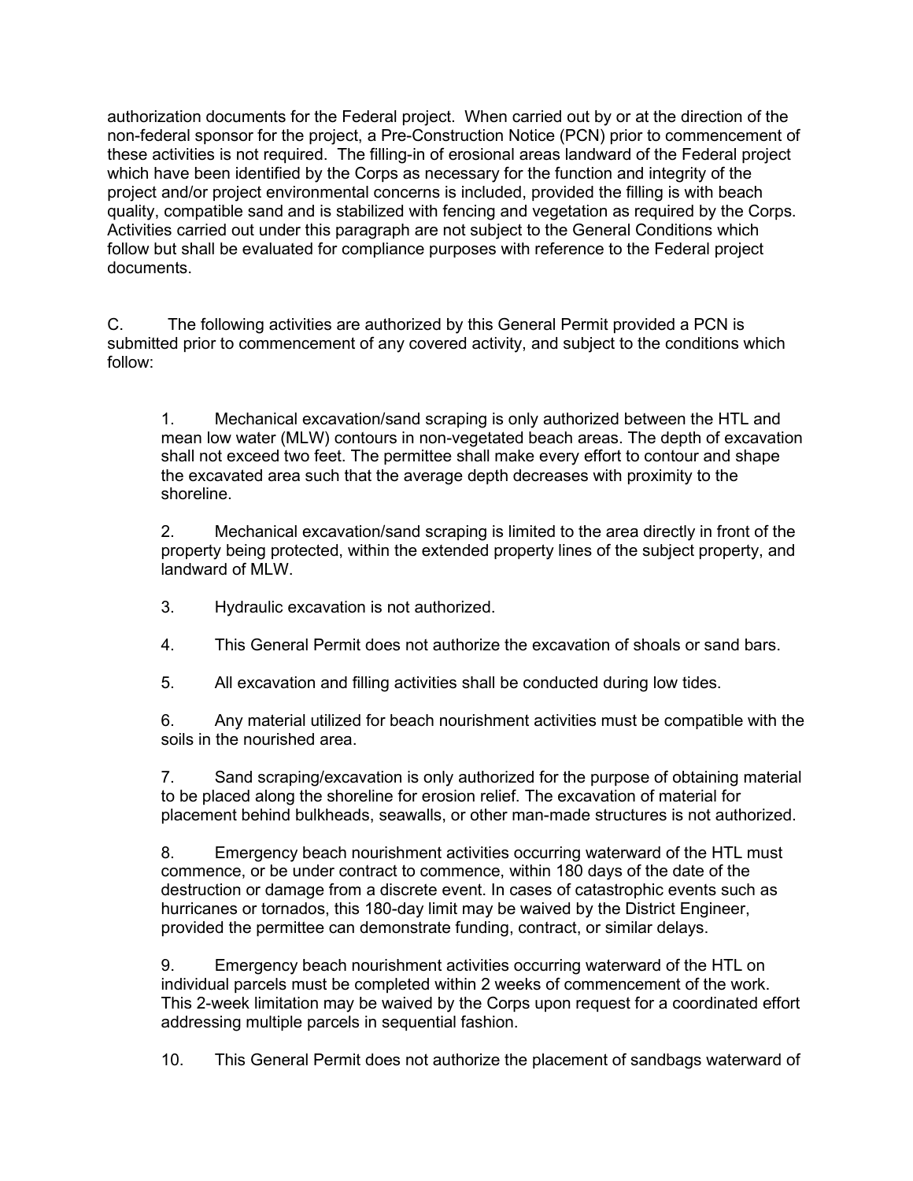authorization documents for the Federal project. When carried out by or at the direction of the non-federal sponsor for the project, a Pre-Construction Notice (PCN) prior to commencement of these activities is not required. The filling-in of erosional areas landward of the Federal project which have been identified by the Corps as necessary for the function and integrity of the project and/or project environmental concerns is included, provided the filling is with beach quality, compatible sand and is stabilized with fencing and vegetation as required by the Corps. Activities carried out under this paragraph are not subject to the General Conditions which follow but shall be evaluated for compliance purposes with reference to the Federal project documents.

C. The following activities are authorized by this General Permit provided a PCN is submitted prior to commencement of any covered activity, and subject to the conditions which follow:

1. Mechanical excavation/sand scraping is only authorized between the HTL and mean low water (MLW) contours in non-vegetated beach areas. The depth of excavation shall not exceed two feet. The permittee shall make every effort to contour and shape the excavated area such that the average depth decreases with proximity to the shoreline.

2. Mechanical excavation/sand scraping is limited to the area directly in front of the property being protected, within the extended property lines of the subject property, and landward of MLW.

3. Hydraulic excavation is not authorized.

4. This General Permit does not authorize the excavation of shoals or sand bars.

5. All excavation and filling activities shall be conducted during low tides.

6. Any material utilized for beach nourishment activities must be compatible with the soils in the nourished area.

7. Sand scraping/excavation is only authorized for the purpose of obtaining material to be placed along the shoreline for erosion relief. The excavation of material for placement behind bulkheads, seawalls, or other man-made structures is not authorized.

8. Emergency beach nourishment activities occurring waterward of the HTL must commence, or be under contract to commence, within 180 days of the date of the destruction or damage from a discrete event. In cases of catastrophic events such as hurricanes or tornados, this 180-day limit may be waived by the District Engineer, provided the permittee can demonstrate funding, contract, or similar delays.

9. Emergency beach nourishment activities occurring waterward of the HTL on individual parcels must be completed within 2 weeks of commencement of the work. This 2-week limitation may be waived by the Corps upon request for a coordinated effort addressing multiple parcels in sequential fashion.

10. This General Permit does not authorize the placement of sandbags waterward of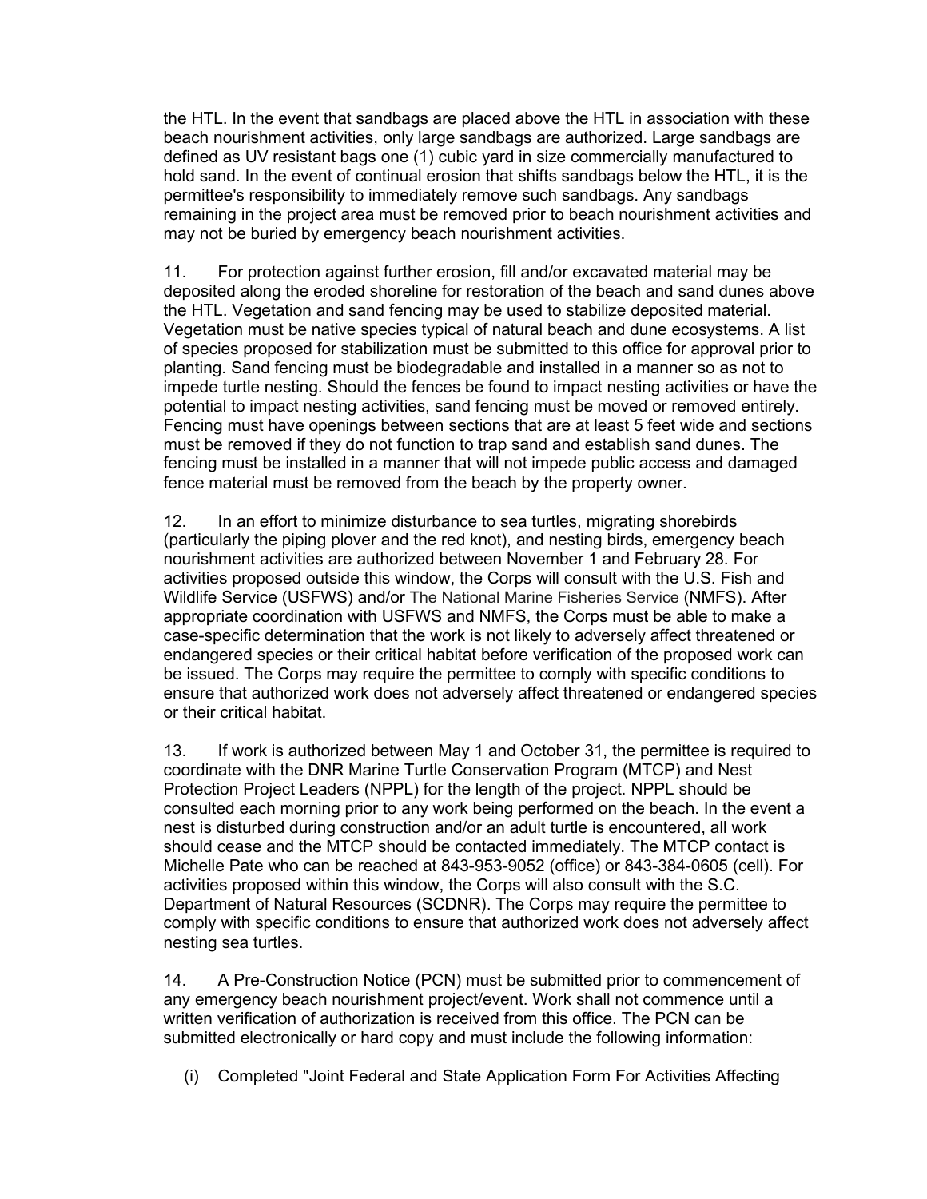the HTL. In the event that sandbags are placed above the HTL in association with these beach nourishment activities, only large sandbags are authorized. Large sandbags are defined as UV resistant bags one (1) cubic yard in size commercially manufactured to hold sand. In the event of continual erosion that shifts sandbags below the HTL, it is the permittee's responsibility to immediately remove such sandbags. Any sandbags remaining in the project area must be removed prior to beach nourishment activities and may not be buried by emergency beach nourishment activities.

11. For protection against further erosion, fill and/or excavated material may be deposited along the eroded shoreline for restoration of the beach and sand dunes above the HTL. Vegetation and sand fencing may be used to stabilize deposited material. Vegetation must be native species typical of natural beach and dune ecosystems. A list of species proposed for stabilization must be submitted to this office for approval prior to planting. Sand fencing must be biodegradable and installed in a manner so as not to impede turtle nesting. Should the fences be found to impact nesting activities or have the potential to impact nesting activities, sand fencing must be moved or removed entirely. Fencing must have openings between sections that are at least 5 feet wide and sections must be removed if they do not function to trap sand and establish sand dunes. The fencing must be installed in a manner that will not impede public access and damaged fence material must be removed from the beach by the property owner.

12. In an effort to minimize disturbance to sea turtles, migrating shorebirds (particularly the piping plover and the red knot), and nesting birds, emergency beach nourishment activities are authorized between November 1 and February 28. For activities proposed outside this window, the Corps will consult with the U.S. Fish and Wildlife Service (USFWS) and/or The National Marine Fisheries Service (NMFS). After appropriate coordination with USFWS and NMFS, the Corps must be able to make a case-specific determination that the work is not likely to adversely affect threatened or endangered species or their critical habitat before verification of the proposed work can be issued. The Corps may require the permittee to comply with specific conditions to ensure that authorized work does not adversely affect threatened or endangered species or their critical habitat.

13. If work is authorized between May 1 and October 31, the permittee is required to coordinate with the DNR Marine Turtle Conservation Program (MTCP) and Nest Protection Project Leaders (NPPL) for the length of the project. NPPL should be consulted each morning prior to any work being performed on the beach. In the event a nest is disturbed during construction and/or an adult turtle is encountered, all work should cease and the MTCP should be contacted immediately. The MTCP contact is Michelle Pate who can be reached at 843-953-9052 (office) or 843-384-0605 (cell). For activities proposed within this window, the Corps will also consult with the S.C. Department of Natural Resources (SCDNR). The Corps may require the permittee to comply with specific conditions to ensure that authorized work does not adversely affect nesting sea turtles.

14. A Pre-Construction Notice (PCN) must be submitted prior to commencement of any emergency beach nourishment project/event. Work shall not commence until a written verification of authorization is received from this office. The PCN can be submitted electronically or hard copy and must include the following information:

(i) Completed "Joint Federal and State Application Form For Activities Affecting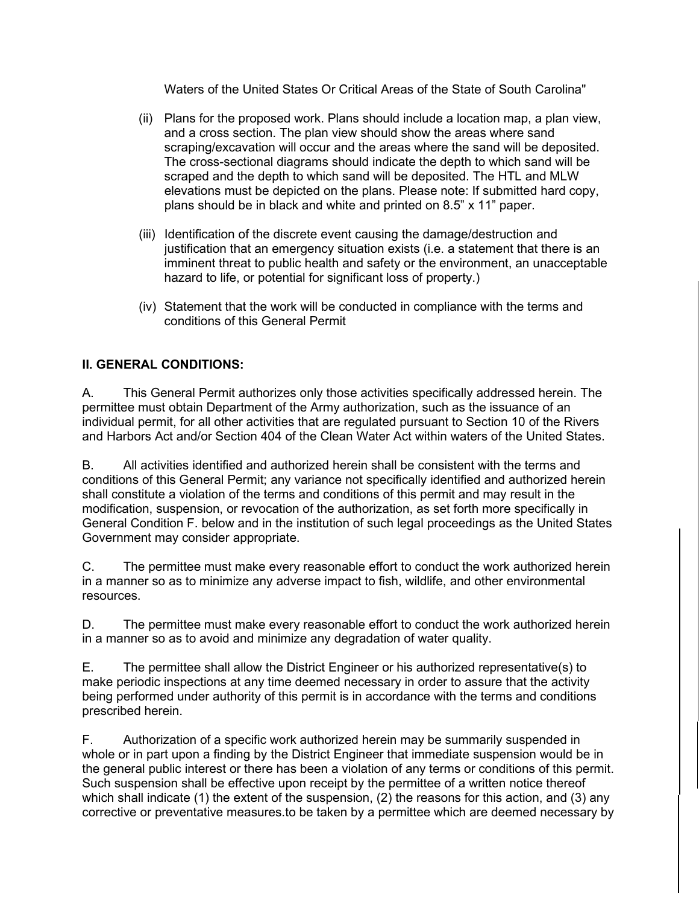Waters of the United States Or Critical Areas of the State of South Carolina"

(ii) Plans for the proposed work. Plans should include a location map, a plan view, and a cross section. The plan view should show the areas where sand scraping/excavation will occur and the areas where the sand will be deposited. The cross-sectional diagrams should indicate the depth to which sand will be scraped and the depth to which sand will be deposited. The HTL and MLW elevations must be depicted on the plans. Please note: If submitted hard copy, plans should be in black and white and printed on 8.5" x 11" paper.

(iii) Identification of the discrete event causing the damage/destruction and justification that an emergency situation exists (i.e. a statement that there is an imminent threat to public health and safety or the environment, an unacceptable hazard to life, or potential for significant loss of property.)

(iv) Statement that the work will be conducted in compliance with the terms and conditions of this General Permit

## II. GENERAL CONDITIONS:

A. This General Permit authorizes only those activities specifically addressed herein. The permittee must obtain Department of the Army authorization, such as the issuance of an individual permit, for all other activities that are regulated pursuant to Section 10 of the Rivers and Harbors Act and/or Section 404 of the Clean Water Act within waters of the United States.

B. All activities identified and authorized herein shall be consistent with the terms and conditions of this General Permit; any variance not specifically identified and authorized herein shall constitute a violation of the terms and conditions of this permit and may result in the modification, suspension, or revocation of the authorization, as set forth more specifically in General Condition F. below and in the institution of such legal proceedings as the United States Government may consider appropriate.

C. The permittee must make every reasonable effort to conduct the work authorized herein in a manner so as to minimize any adverse impact to fish, wildlife, and other environmental resources.

D. The permittee must make every reasonable effort to conduct the work authorized herein in a manner so as to avoid and minimize any degradation of water quality.

E. The permittee shall allow the District Engineer or his authorized representative(s) to make periodic inspections at any time deemed necessary in order to assure that the activity being performed under authority of this permit is in accordance with the terms and conditions prescribed herein.

F. Authorization of a specific work authorized herein may be summarily suspended in whole or in part upon a finding by the District Engineer that immediate suspension would be in the general public interest or there has been a violation of any terms or conditions of this permit. Such suspension shall be effective upon receipt by the permittee of a written notice thereof which shall indicate (1) the extent of the suspension, (2) the reasons for this action, and (3) any corrective or preventative measures.to be taken by a permittee which are deemed necessary by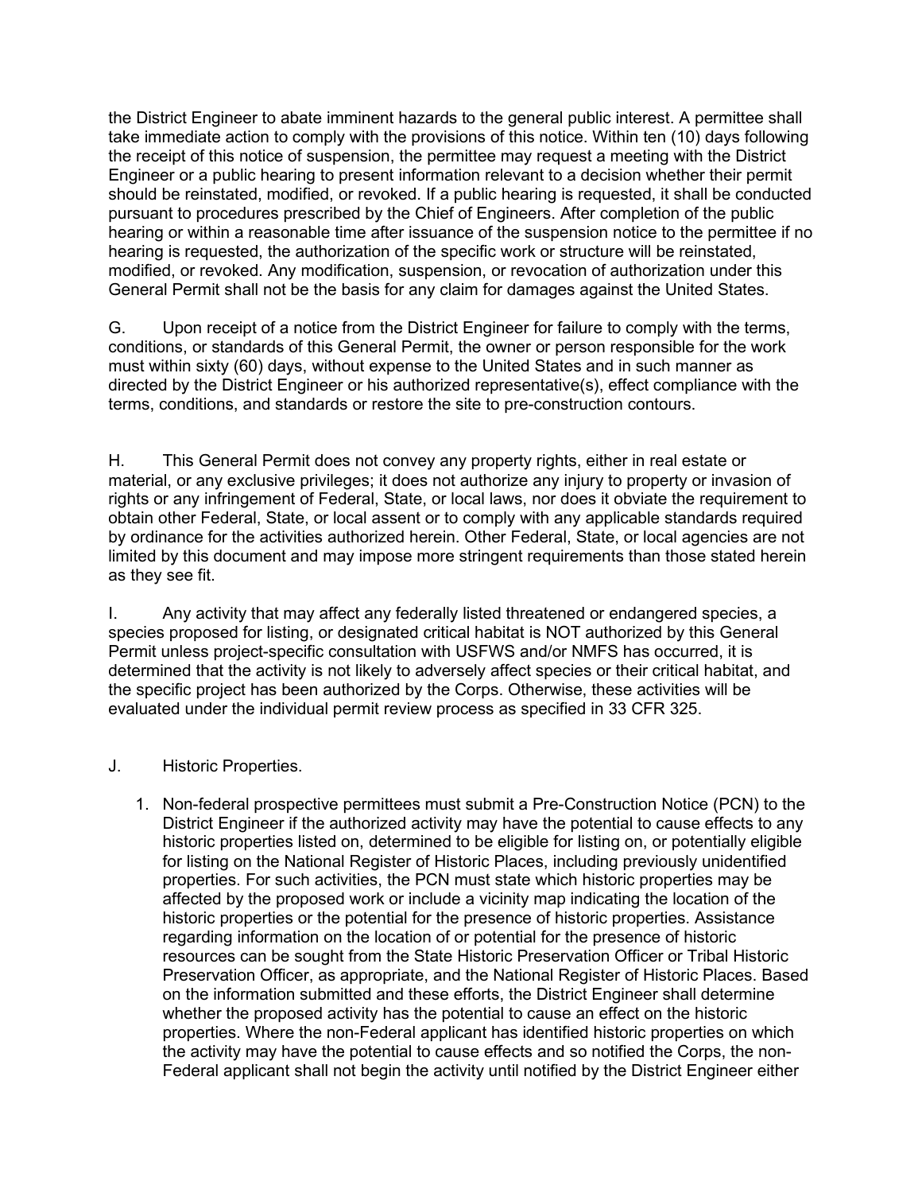the District Engineer to abate imminent hazards to the general public interest. A permittee shall take immediate action to comply with the provisions of this notice. Within ten (10) days following the receipt of this notice of suspension, the permittee may request a meeting with the District Engineer or a public hearing to present information relevant to a decision whether their permit should be reinstated, modified, or revoked. If a public hearing is requested, it shall be conducted pursuant to procedures prescribed by the Chief of Engineers. After completion of the public hearing or within a reasonable time after issuance of the suspension notice to the permittee if no hearing is requested, the authorization of the specific work or structure will be reinstated, modified, or revoked. Any modification, suspension, or revocation of authorization under this General Permit shall not be the basis for any claim for damages against the United States.

G. Upon receipt of a notice from the District Engineer for failure to comply with the terms, conditions, or standards of this General Permit, the owner or person responsible for the work must within sixty (60) days, without expense to the United States and in such manner as directed by the District Engineer or his authorized representative(s), effect compliance with the terms, conditions, and standards or restore the site to pre-construction contours.

H. This General Permit does not convey any property rights, either in real estate or material, or any exclusive privileges; it does not authorize any injury to property or invasion of rights or any infringement of Federal, State, or local laws, nor does it obviate the requirement to obtain other Federal, State, or local assent or to comply with any applicable standards required by ordinance for the activities authorized herein. Other Federal, State, or local agencies are not limited by this document and may impose more stringent requirements than those stated herein as they see fit.

I. Any activity that may affect any federally listed threatened or endangered species, a species proposed for listing, or designated critical habitat is NOT authorized by this General Permit unless project-specific consultation with USFWS and/or NMFS has occurred, it is determined that the activity is not likely to adversely affect species or their critical habitat, and the specific project has been authorized by the Corps. Otherwise, these activities will be evaluated under the individual permit review process as specified in 33 CFR 325.

J. Historic Properties.

1. Non-federal prospective permittees must submit a Pre-Construction Notice (PCN) to the District Engineer if the authorized activity may have the potential to cause effects to any historic properties listed on, determined to be eligible for listing on, or potentially eligible for listing on the National Register of Historic Places, including previously unidentified properties. For such activities, the PCN must state which historic properties may be affected by the proposed work or include a vicinity map indicating the location of the historic properties or the potential for the presence of historic properties. Assistance regarding information on the location of or potential for the presence of historic resources can be sought from the State Historic Preservation Officer or Tribal Historic Preservation Officer, as appropriate, and the National Register of Historic Places. Based on the information submitted and these efforts, the District Engineer shall determine whether the proposed activity has the potential to cause an effect on the historic properties. Where the non-Federal applicant has identified historic properties on which the activity may have the potential to cause effects and so notified the Corps, the non-Federal applicant shall not begin the activity until notified by the District Engineer either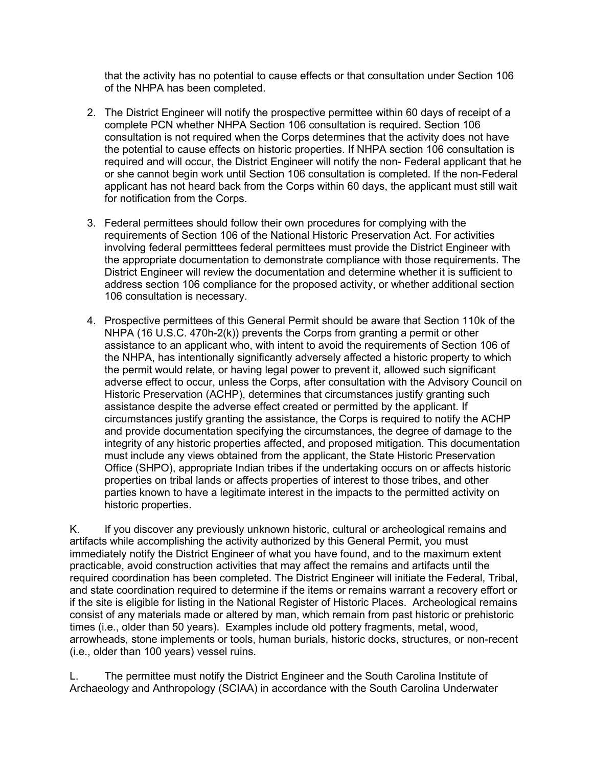that the activity has no potential to cause effects or that consultation under Section 106 of the NHPA has been completed.

2. The District Engineer will notify the prospective permittee within 60 days of receipt of a complete PCN whether NHPA Section 106 consultation is required. Section 106 consultation is not required when the Corps determines that the activity does not have the potential to cause effects on historic properties. If NHPA section 106 consultation is required and will occur, the District Engineer will notify the non- Federal applicant that he or she cannot begin work until Section 106 consultation is completed. If the non-Federal applicant has not heard back from the Corps within 60 days, the applicant must still wait for notification from the Corps.

3. Federal permittees should follow their own procedures for complying with the requirements of Section 106 of the National Historic Preservation Act. For activities involving federal permitttees federal permittees must provide the District Engineer with the appropriate documentation to demonstrate compliance with those requirements. The District Engineer will review the documentation and determine whether it is sufficient to address section 106 compliance for the proposed activity, or whether additional section 106 consultation is necessary.

4. Prospective permittees of this General Permit should be aware that Section 110k of the NHPA (16 U.S.C. 470h-2(k)) prevents the Corps from granting a permit or other assistance to an applicant who, with intent to avoid the requirements of Section 106 of the NHPA, has intentionally significantly adversely affected a historic property to which the permit would relate, or having legal power to prevent it, allowed such significant adverse effect to occur, unless the Corps, after consultation with the Advisory Council on Historic Preservation (ACHP), determines that circumstances justify granting such assistance despite the adverse effect created or permitted by the applicant. If circumstances justify granting the assistance, the Corps is required to notify the ACHP and provide documentation specifying the circumstances, the degree of damage to the integrity of any historic properties affected, and proposed mitigation. This documentation must include any views obtained from the applicant, the State Historic Preservation Office (SHPO), appropriate Indian tribes if the undertaking occurs on or affects historic properties on tribal lands or affects properties of interest to those tribes, and other parties known to have a legitimate interest in the impacts to the permitted activity on historic properties.

K. If you discover any previously unknown historic, cultural or archeological remains and artifacts while accomplishing the activity authorized by this General Permit, you must immediately notify the District Engineer of what you have found, and to the maximum extent practicable, avoid construction activities that may affect the remains and artifacts until the required coordination has been completed. The District Engineer will initiate the Federal, Tribal, and state coordination required to determine if the items or remains warrant a recovery effort or if the site is eligible for listing in the National Register of Historic Places. Archeological remains consist of any materials made or altered by man, which remain from past historic or prehistoric times (i.e., older than 50 years). Examples include old pottery fragments, metal, wood, arrowheads, stone implements or tools, human burials, historic docks, structures, or non-recent (i.e., older than 100 years) vessel ruins.

L. The permittee must notify the District Engineer and the South Carolina Institute of Archaeology and Anthropology (SCIAA) in accordance with the South Carolina Underwater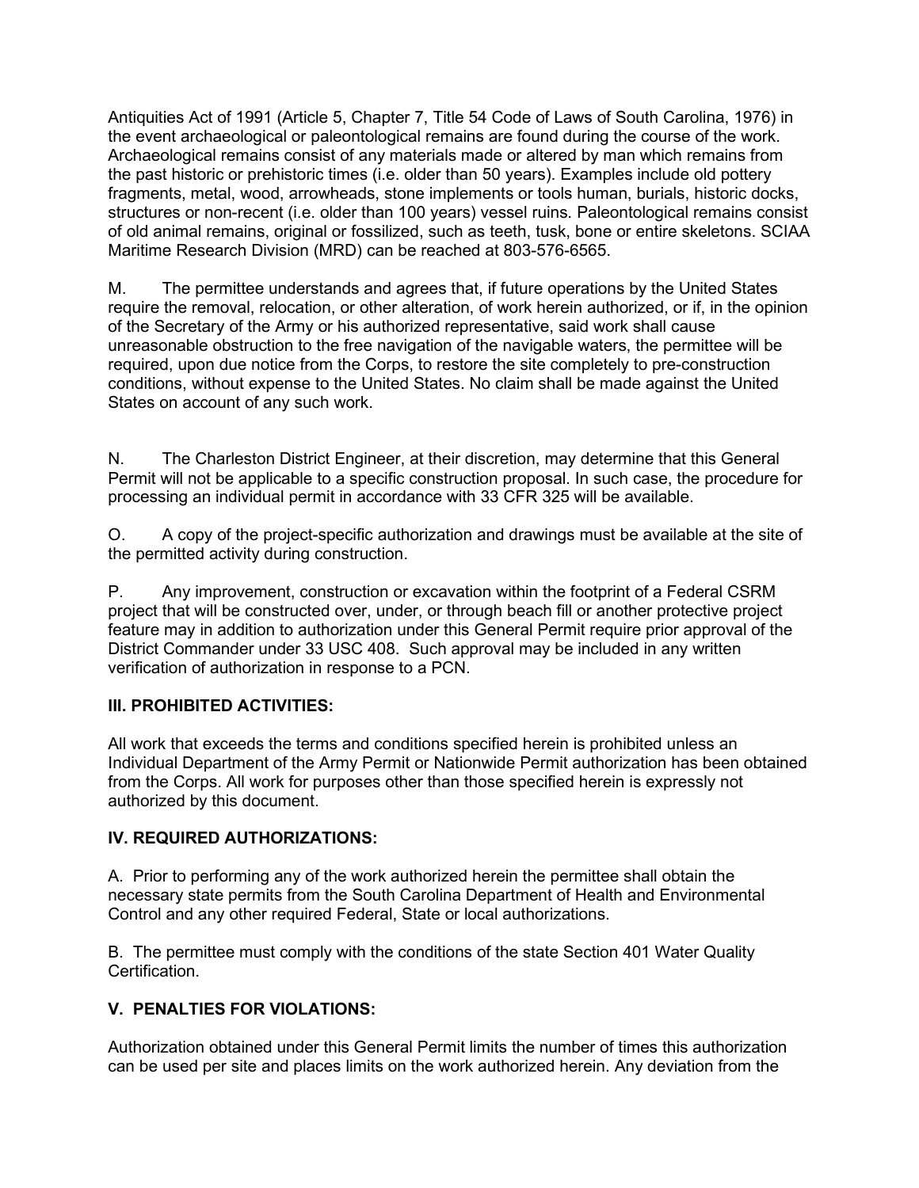Antiquities Act of 1991 (Article 5, Chapter 7, Title 54 Code of Laws of South Carolina, 1976) in the event archaeological or paleontological remains are found during the course of the work. Archaeological remains consist of any materials made or altered by man which remains from the past historic or prehistoric times (i.e. older than 50 years). Examples include old pottery fragments, metal, wood, arrowheads, stone implements or tools human, burials, historic docks, structures or non-recent (i.e. older than 100 years) vessel ruins. Paleontological remains consist of old animal remains, original or fossilized, such as teeth, tusk, bone or entire skeletons. SCIAA Maritime Research Division (MRD) can be reached at 803-576-6565.

M. The permittee understands and agrees that, if future operations by the United States require the removal, relocation, or other alteration, of work herein authorized, or if, in the opinion of the Secretary of the Army or his authorized representative, said work shall cause unreasonable obstruction to the free navigation of the navigable waters, the permittee will be required, upon due notice from the Corps, to restore the site completely to pre-construction conditions, without expense to the United States. No claim shall be made against the United States on account of any such work.

N. The Charleston District Engineer, at their discretion, may determine that this General Permit will not be applicable to a specific construction proposal. In such case, the procedure for processing an individual permit in accordance with 33 CFR 325 will be available.

O. A copy of the project-specific authorization and drawings must be available at the site of the permitted activity during construction.

P. Any improvement, construction or excavation within the footprint of a Federal CSRM project that will be constructed over, under, or through beach fill or another protective project feature may in addition to authorization under this General Permit require prior approval of the District Commander under 33 USC 408. Such approval may be included in any written verification of authorization in response to a PCN.

**III. PROHIBITED ACTIVITIES:**

All work that exceeds the terms and conditions specified herein is prohibited unless an Individual Department of the Army Permit or Nationwide Permit authorization has been obtained from the Corps. All work for purposes other than those specified herein is expressly not authorized by this document.

**IV. REQUIRED AUTHORIZATIONS:**

A. Prior to performing any of the work authorized herein the permittee shall obtain the necessary state permits from the South Carolina Department of Health and Environmental Control and any other required Federal, State or local authorizations.

B. The permittee must comply with the conditions of the state Section 401 Water Quality Certification.

**V. PENALTIES FOR VIOLATIONS:**

Authorization obtained under this General Permit limits the number of times this authorization can be used per site and places limits on the work authorized herein. Any deviation from the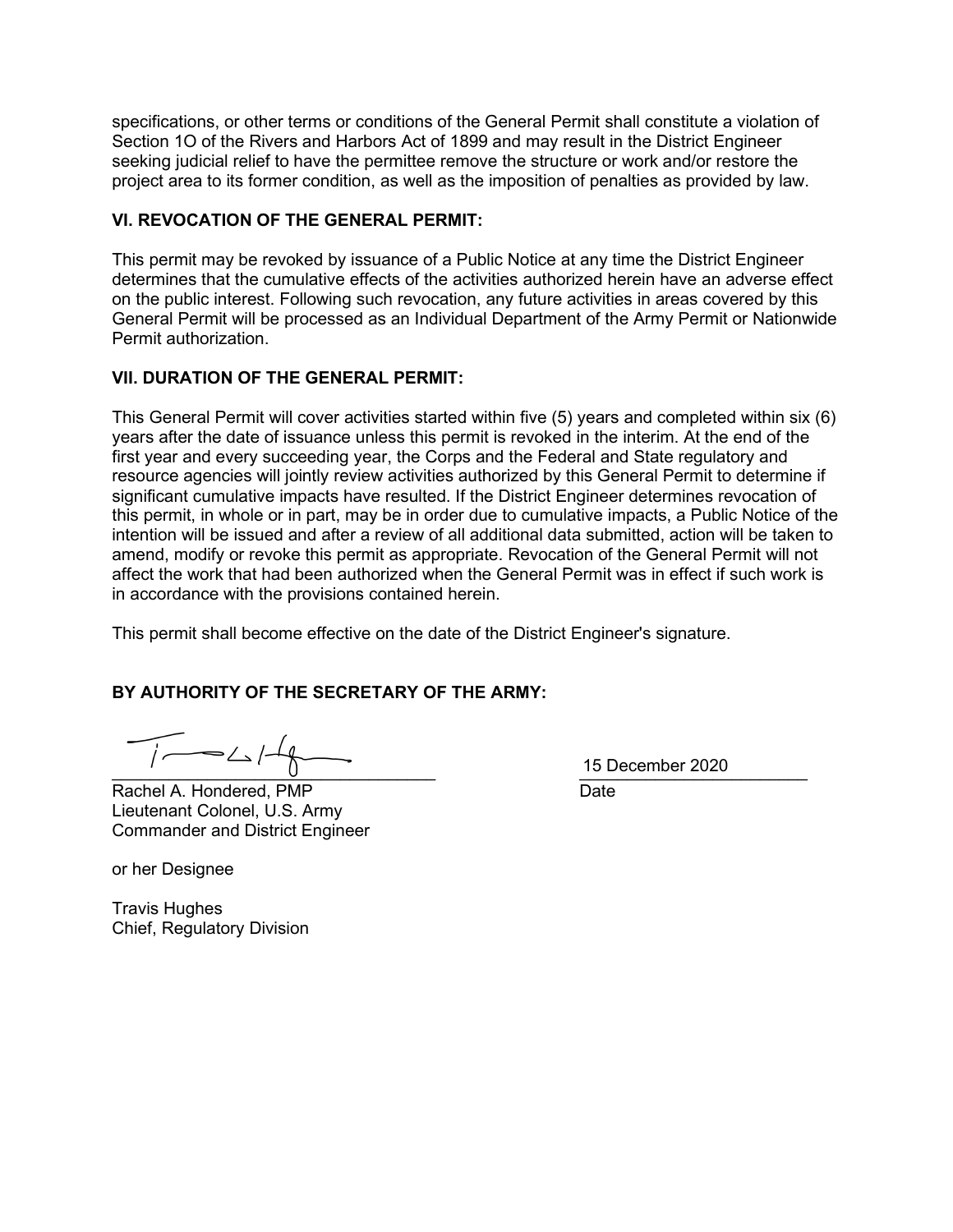specifications, or other terms or conditions of the General Permit shall constitute a violation of Section 1O of the Rivers and Harbors Act of 1899 and may result in the District Engineer seeking judicial relief to have the permittee remove the structure or work and/or restore the project area to its former condition, as well as the imposition of penalties as provided by law.

### VI. REVOCATION OF THE GENERAL PERMIT:

This permit may be revoked by issuance of a Public Notice at any time the District Engineer determines that the cumulative effects of the activities authorized herein have an adverse effect on the public interest. Following such revocation, any future activities in areas covered by this General Permit will be processed as an Individual Department of the Army Permit or Nationwide Permit authorization.

### VII. DURATION OF THE GENERAL PERMIT:

This General Permit will cover activities started within five (5) years and completed within six (6) years after the date of issuance unless this permit is revoked in the interim. At the end of the first year and every succeeding year, the Corps and the Federal and State regulatory and resource agencies will jointly review activities authorized by this General Permit to determine if significant cumulative impacts have resulted. If the District Engineer determines revocation of this permit, in whole or in part, may be in order due to cumulative impacts, a Public Notice of the intention will be issued and after a review of all additional data submitted, action will be taken to amend, modify or revoke this permit as appropriate. Revocation of the General Permit will not affect the work that had been authorized when the General Permit was in effect if such work is in accordance with the provisions contained herein.

This permit shall become effective on the date of the District Engineer's signature.

**BY AUTHORITY OF THE SECRETARY OF THE ARMY:**

Rachel A. Hondered, PMP
Lieutenant Colonel, U.S. Army
Commander and District Engineer

15 December 2020
Date

or her Designee

Travis Hughes
Chief, Regulatory Division